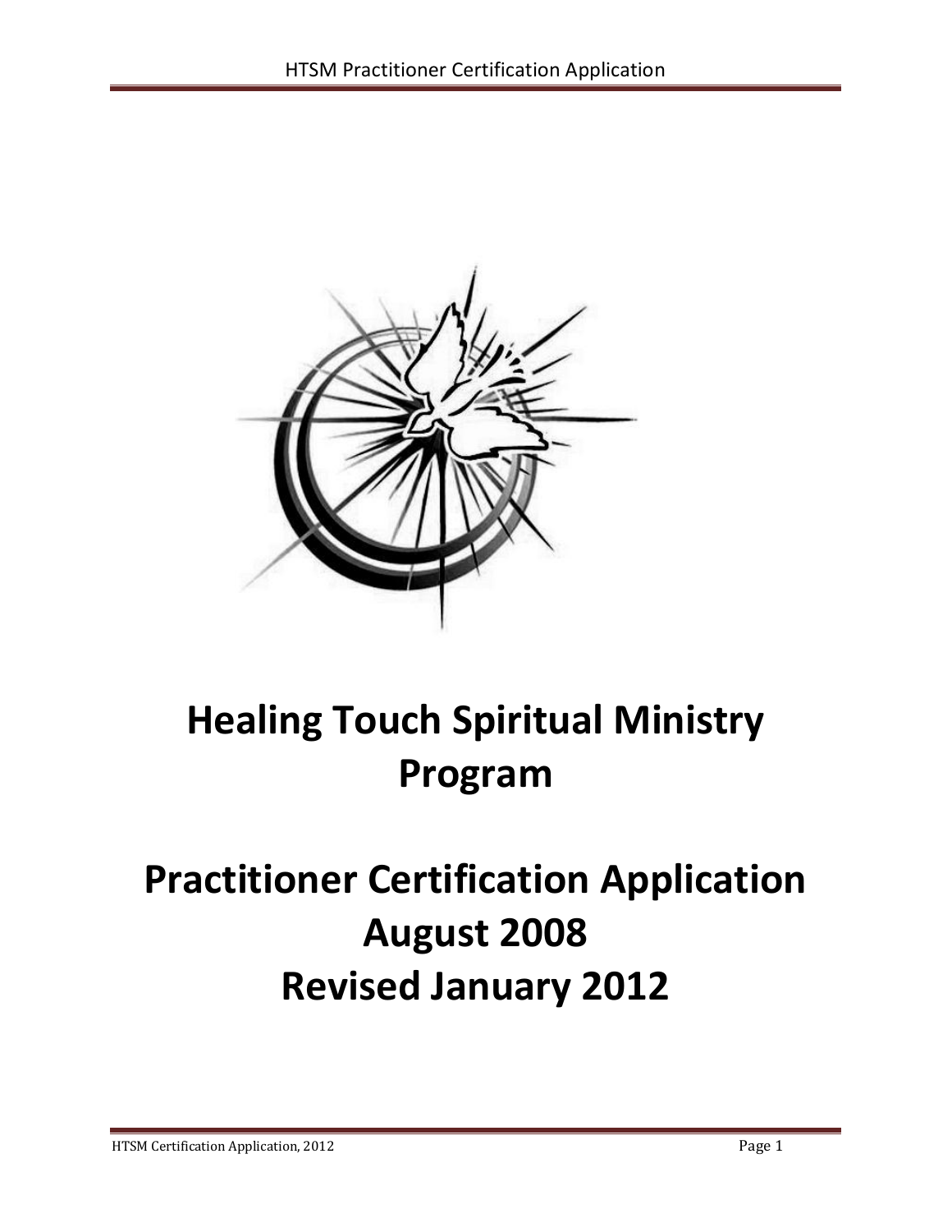# Healing Touch Spiritual Ministry Program

# Practitioner Certification Application
# August 2008
# Revised January 2012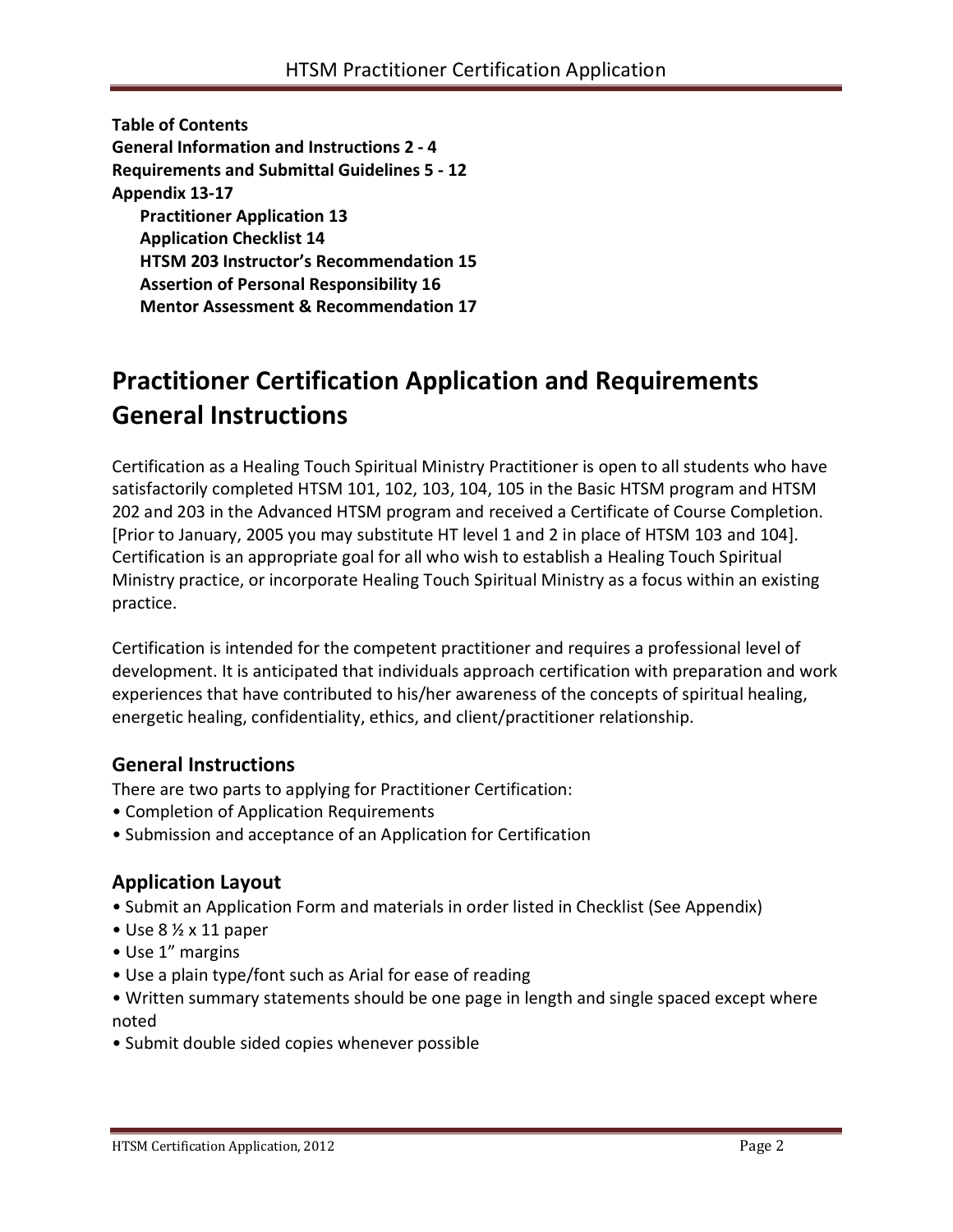**Table of Contents**
**General Information and Instructions 2 - 4**
**Requirements and Submittal Guidelines 5 - 12**
**Appendix 13-17**
- **Practitioner Application 13**
- **Application Checklist 14**
- **HTSM 203 Instructor's Recommendation 15**
- **Assertion of Personal Responsibility 16**
- **Mentor Assessment & Recommendation 17**

# Practitioner Certification Application and Requirements General Instructions

Certification as a Healing Touch Spiritual Ministry Practitioner is open to all students who have satisfactorily completed HTSM 101, 102, 103, 104, 105 in the Basic HTSM program and HTSM 202 and 203 in the Advanced HTSM program and received a Certificate of Course Completion. [Prior to January, 2005 you may substitute HT level 1 and 2 in place of HTSM 103 and 104]. Certification is an appropriate goal for all who wish to establish a Healing Touch Spiritual Ministry practice, or incorporate Healing Touch Spiritual Ministry as a focus within an existing practice.

Certification is intended for the competent practitioner and requires a professional level of development. It is anticipated that individuals approach certification with preparation and work experiences that have contributed to his/her awareness of the concepts of spiritual healing, energetic healing, confidentiality, ethics, and client/practitioner relationship.

## General Instructions

There are two parts to applying for Practitioner Certification:
- Completion of Application Requirements
- Submission and acceptance of an Application for Certification

## Application Layout

- Submit an Application Form and materials in order listed in Checklist (See Appendix)
- Use 8 ½ x 11 paper
- Use 1" margins
- Use a plain type/font such as Arial for ease of reading
- Written summary statements should be one page in length and single spaced except where noted
- Submit double sided copies whenever possible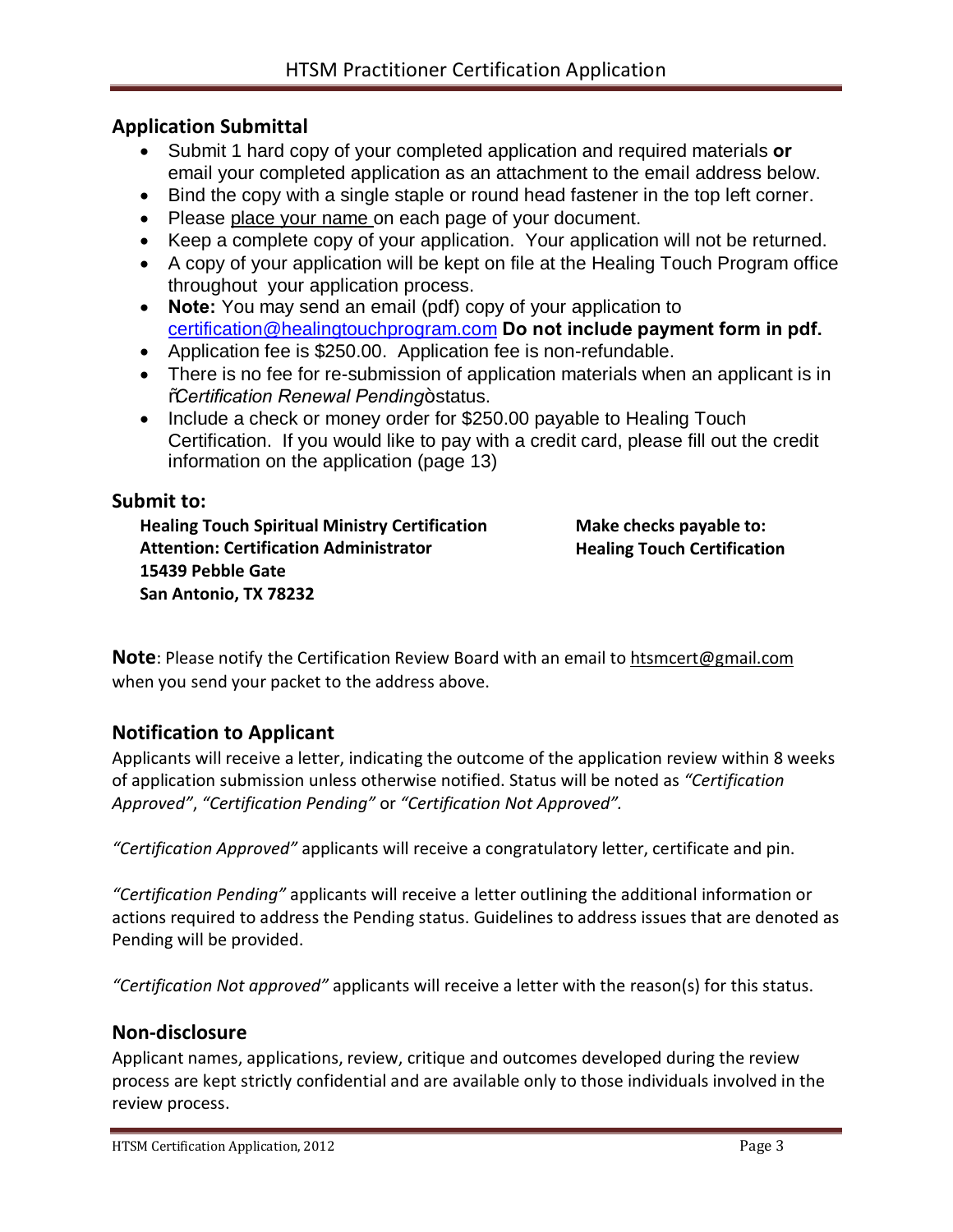## Application Submittal

- Submit 1 hard copy of your completed application and required materials **or** email your completed application as an attachment to the email address below.
- Bind the copy with a single staple or round head fastener in the top left corner.
- Please place your name on each page of your document.
- Keep a complete copy of your application. Your application will not be returned.
- A copy of your application will be kept on file at the Healing Touch Program office throughout your application process.
- **Note:** You may send an email (pdf) copy of your application to certification@healingtouchprogram.com **Do not include payment form in pdf.**
- Application fee is $250.00. Application fee is non-refundable.
- There is no fee for re-submission of application materials when an applicant is in "*Certification Renewal Pending*" status.
- Include a check or money order for $250.00 payable to Healing Touch Certification. If you would like to pay with a credit card, please fill out the credit information on the application (page 13)

## Submit to:

**Healing Touch Spiritual Ministry Certification**
**Attention: Certification Administrator**
**15439 Pebble Gate**
**San Antonio, TX 78232**

**Make checks payable to:**
**Healing Touch Certification**

**Note**: Please notify the Certification Review Board with an email to htsmcert@gmail.com when you send your packet to the address above.

## Notification to Applicant

Applicants will receive a letter, indicating the outcome of the application review within 8 weeks of application submission unless otherwise notified. Status will be noted as *"Certification Approved"*, *"Certification Pending"* or *"Certification Not Approved".*

*"Certification Approved"* applicants will receive a congratulatory letter, certificate and pin.

*"Certification Pending"* applicants will receive a letter outlining the additional information or actions required to address the Pending status. Guidelines to address issues that are denoted as Pending will be provided.

*"Certification Not approved"* applicants will receive a letter with the reason(s) for this status.

## Non-disclosure

Applicant names, applications, review, critique and outcomes developed during the review process are kept strictly confidential and are available only to those individuals involved in the review process.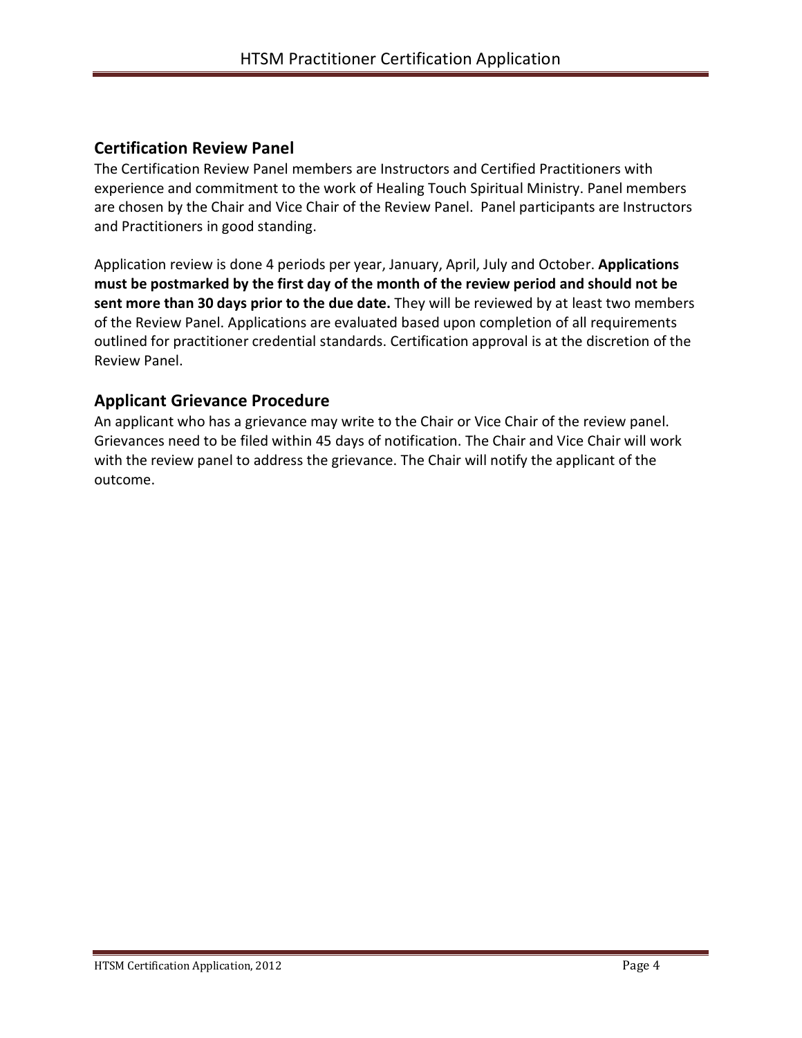## Certification Review Panel

The Certification Review Panel members are Instructors and Certified Practitioners with experience and commitment to the work of Healing Touch Spiritual Ministry. Panel members are chosen by the Chair and Vice Chair of the Review Panel. Panel participants are Instructors and Practitioners in good standing.

Application review is done 4 periods per year, January, April, July and October. **Applications must be postmarked by the first day of the month of the review period and should not be sent more than 30 days prior to the due date.** They will be reviewed by at least two members of the Review Panel. Applications are evaluated based upon completion of all requirements outlined for practitioner credential standards. Certification approval is at the discretion of the Review Panel.

## Applicant Grievance Procedure

An applicant who has a grievance may write to the Chair or Vice Chair of the review panel. Grievances need to be filed within 45 days of notification. The Chair and Vice Chair will work with the review panel to address the grievance. The Chair will notify the applicant of the outcome.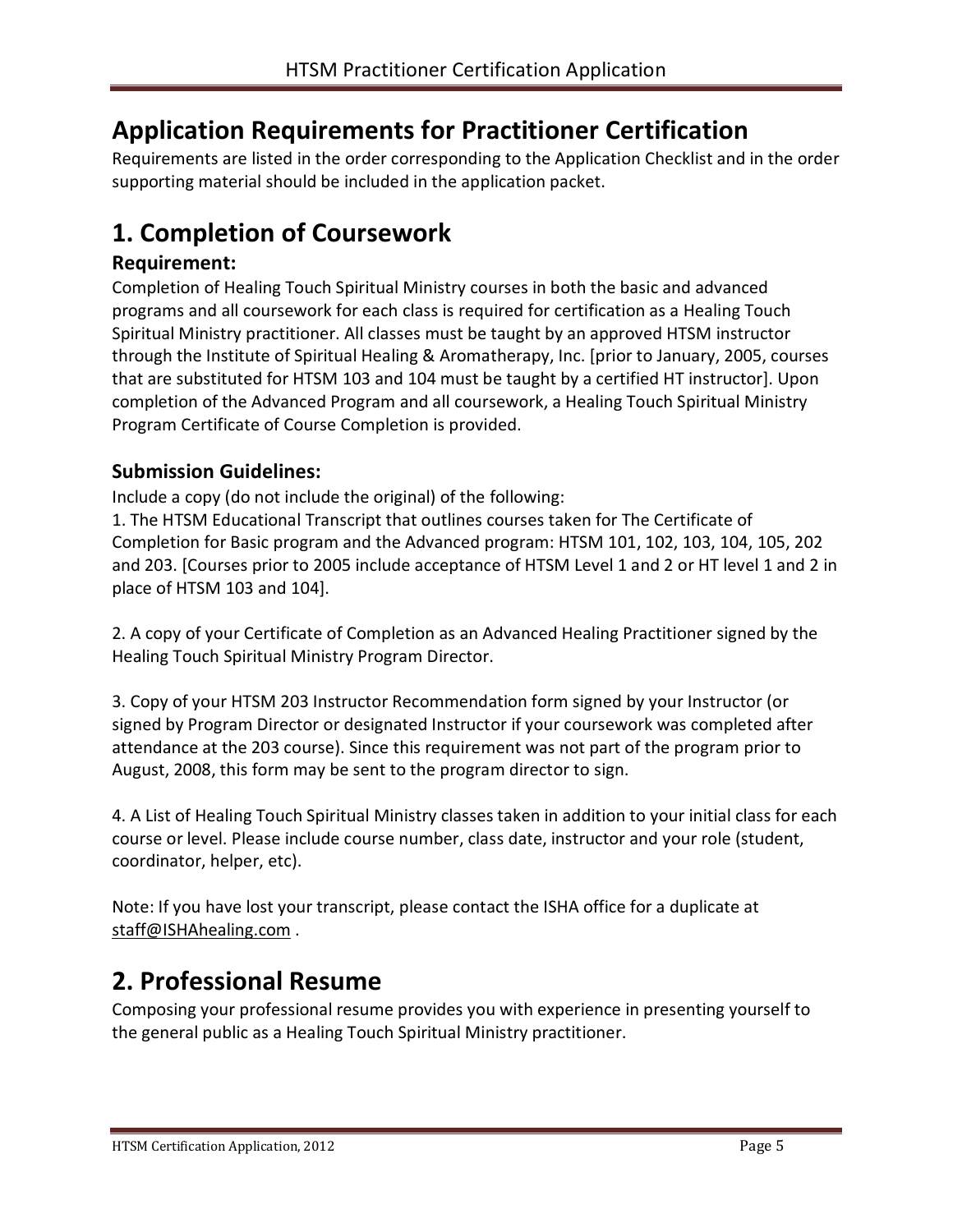# Application Requirements for Practitioner Certification

Requirements are listed in the order corresponding to the Application Checklist and in the order supporting material should be included in the application packet.

# 1. Completion of Coursework

### Requirement:

Completion of Healing Touch Spiritual Ministry courses in both the basic and advanced programs and all coursework for each class is required for certification as a Healing Touch Spiritual Ministry practitioner. All classes must be taught by an approved HTSM instructor through the Institute of Spiritual Healing & Aromatherapy, Inc. [prior to January, 2005, courses that are substituted for HTSM 103 and 104 must be taught by a certified HT instructor]. Upon completion of the Advanced Program and all coursework, a Healing Touch Spiritual Ministry Program Certificate of Course Completion is provided.

### Submission Guidelines:

Include a copy (do not include the original) of the following:

1. The HTSM Educational Transcript that outlines courses taken for The Certificate of Completion for Basic program and the Advanced program: HTSM 101, 102, 103, 104, 105, 202 and 203. [Courses prior to 2005 include acceptance of HTSM Level 1 and 2 or HT level 1 and 2 in place of HTSM 103 and 104].

2. A copy of your Certificate of Completion as an Advanced Healing Practitioner signed by the Healing Touch Spiritual Ministry Program Director.

3. Copy of your HTSM 203 Instructor Recommendation form signed by your Instructor (or signed by Program Director or designated Instructor if your coursework was completed after attendance at the 203 course). Since this requirement was not part of the program prior to August, 2008, this form may be sent to the program director to sign.

4. A List of Healing Touch Spiritual Ministry classes taken in addition to your initial class for each course or level. Please include course number, class date, instructor and your role (student, coordinator, helper, etc).

Note: If you have lost your transcript, please contact the ISHA office for a duplicate at staff@ISHAhealing.com .

# 2. Professional Resume

Composing your professional resume provides you with experience in presenting yourself to the general public as a Healing Touch Spiritual Ministry practitioner.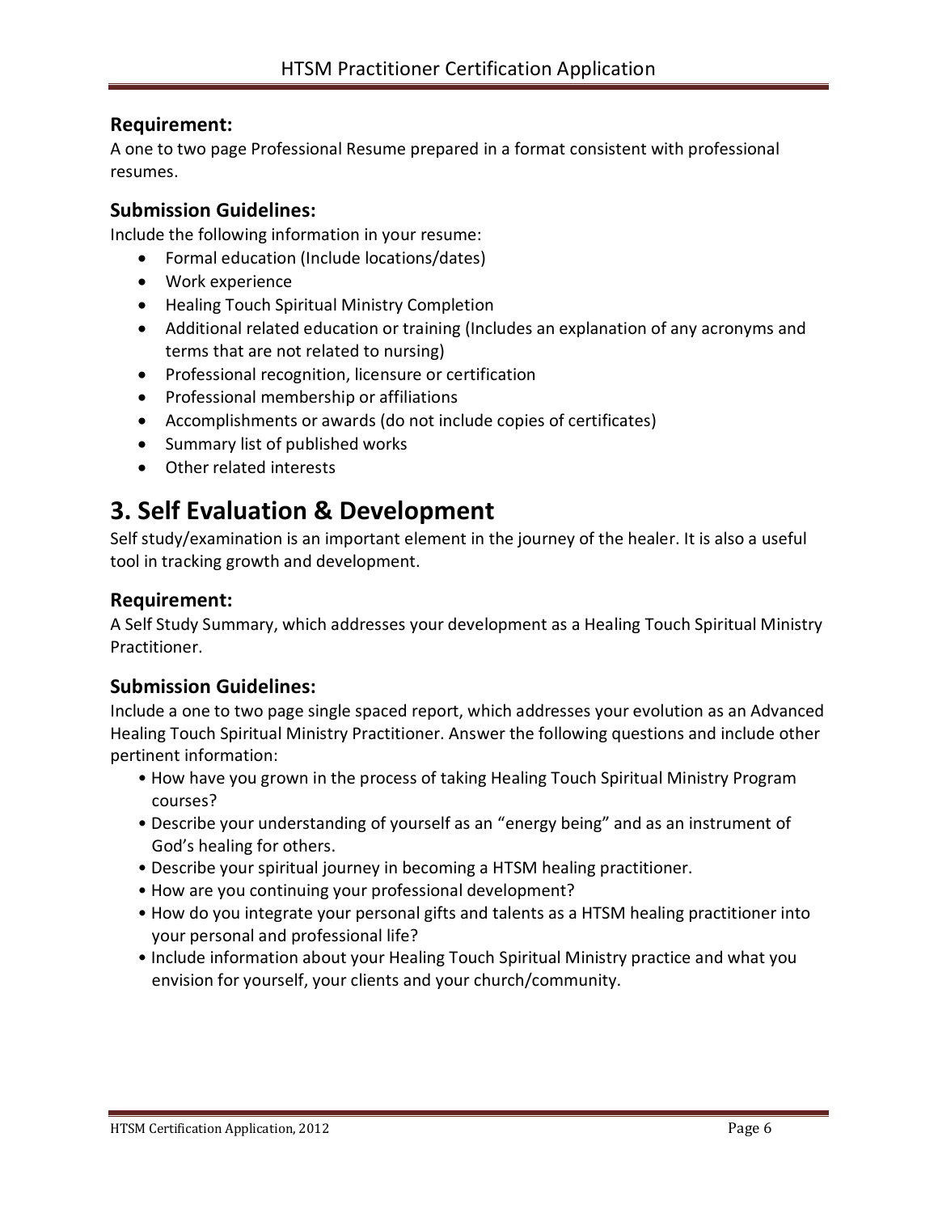### Requirement:

A one to two page Professional Resume prepared in a format consistent with professional resumes.

### Submission Guidelines:

Include the following information in your resume:

- Formal education (Include locations/dates)
- Work experience
- Healing Touch Spiritual Ministry Completion
- Additional related education or training (Includes an explanation of any acronyms and terms that are not related to nursing)
- Professional recognition, licensure or certification
- Professional membership or affiliations
- Accomplishments or awards (do not include copies of certificates)
- Summary list of published works
- Other related interests

## 3. Self Evaluation & Development

Self study/examination is an important element in the journey of the healer. It is also a useful tool in tracking growth and development.

### Requirement:

A Self Study Summary, which addresses your development as a Healing Touch Spiritual Ministry Practitioner.

### Submission Guidelines:

Include a one to two page single spaced report, which addresses your evolution as an Advanced Healing Touch Spiritual Ministry Practitioner. Answer the following questions and include other pertinent information:

- How have you grown in the process of taking Healing Touch Spiritual Ministry Program courses?
- Describe your understanding of yourself as an "energy being" and as an instrument of God's healing for others.
- Describe your spiritual journey in becoming a HTSM healing practitioner.
- How are you continuing your professional development?
- How do you integrate your personal gifts and talents as a HTSM healing practitioner into your personal and professional life?
- Include information about your Healing Touch Spiritual Ministry practice and what you envision for yourself, your clients and your church/community.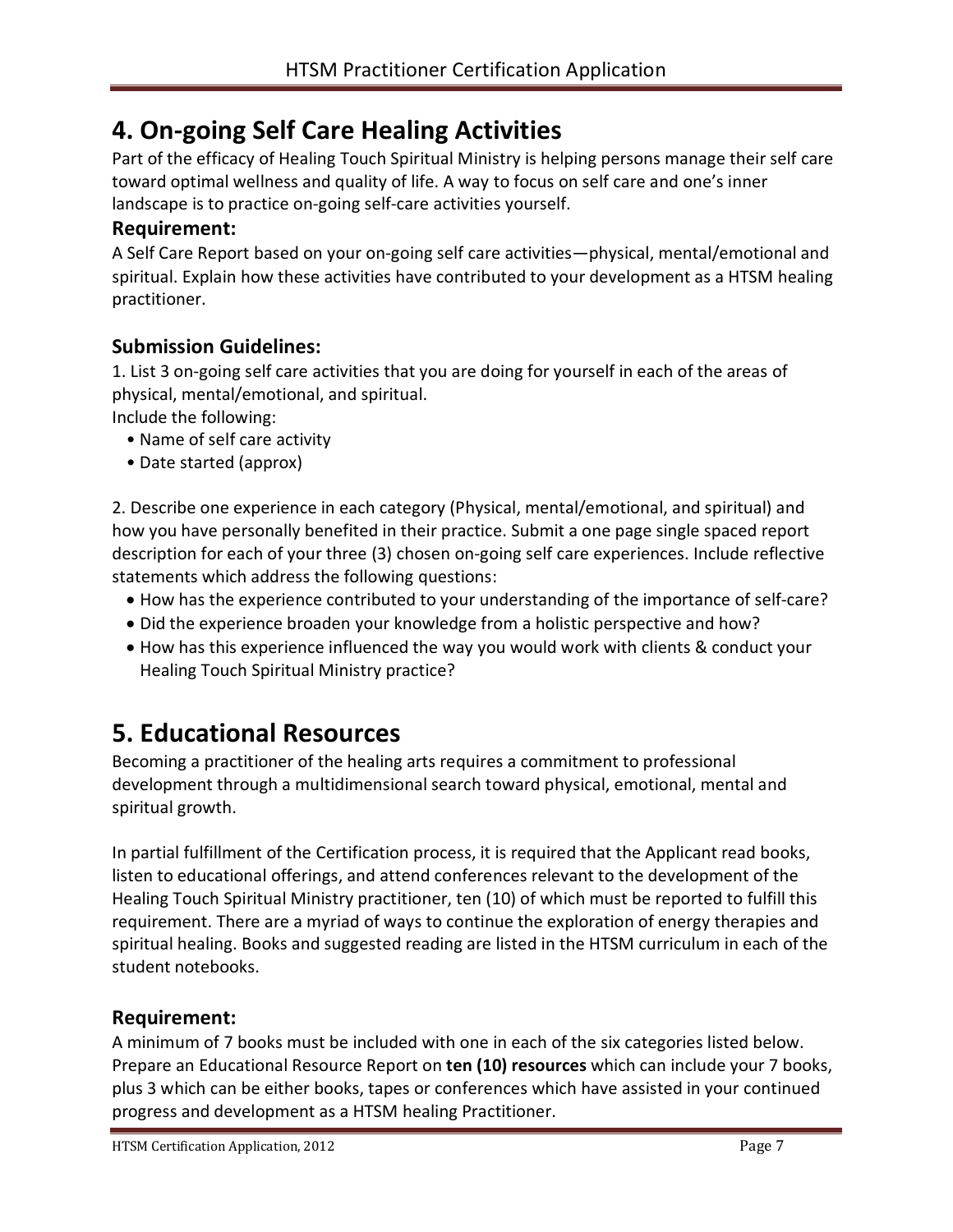# 4. On-going Self Care Healing Activities

Part of the efficacy of Healing Touch Spiritual Ministry is helping persons manage their self care toward optimal wellness and quality of life. A way to focus on self care and one's inner landscape is to practice on-going self-care activities yourself.

### Requirement:

A Self Care Report based on your on-going self care activities—physical, mental/emotional and spiritual. Explain how these activities have contributed to your development as a HTSM healing practitioner.

### Submission Guidelines:

1. List 3 on-going self care activities that you are doing for yourself in each of the areas of physical, mental/emotional, and spiritual.

Include the following:

- Name of self care activity
- Date started (approx)

2. Describe one experience in each category (Physical, mental/emotional, and spiritual) and how you have personally benefited in their practice. Submit a one page single spaced report description for each of your three (3) chosen on-going self care experiences. Include reflective statements which address the following questions:

- How has the experience contributed to your understanding of the importance of self-care?
- Did the experience broaden your knowledge from a holistic perspective and how?
- How has this experience influenced the way you would work with clients & conduct your Healing Touch Spiritual Ministry practice?

# 5. Educational Resources

Becoming a practitioner of the healing arts requires a commitment to professional development through a multidimensional search toward physical, emotional, mental and spiritual growth.

In partial fulfillment of the Certification process, it is required that the Applicant read books, listen to educational offerings, and attend conferences relevant to the development of the Healing Touch Spiritual Ministry practitioner, ten (10) of which must be reported to fulfill this requirement. There are a myriad of ways to continue the exploration of energy therapies and spiritual healing. Books and suggested reading are listed in the HTSM curriculum in each of the student notebooks.

### Requirement:

A minimum of 7 books must be included with one in each of the six categories listed below. Prepare an Educational Resource Report on **ten (10) resources** which can include your 7 books, plus 3 which can be either books, tapes or conferences which have assisted in your continued progress and development as a HTSM healing Practitioner.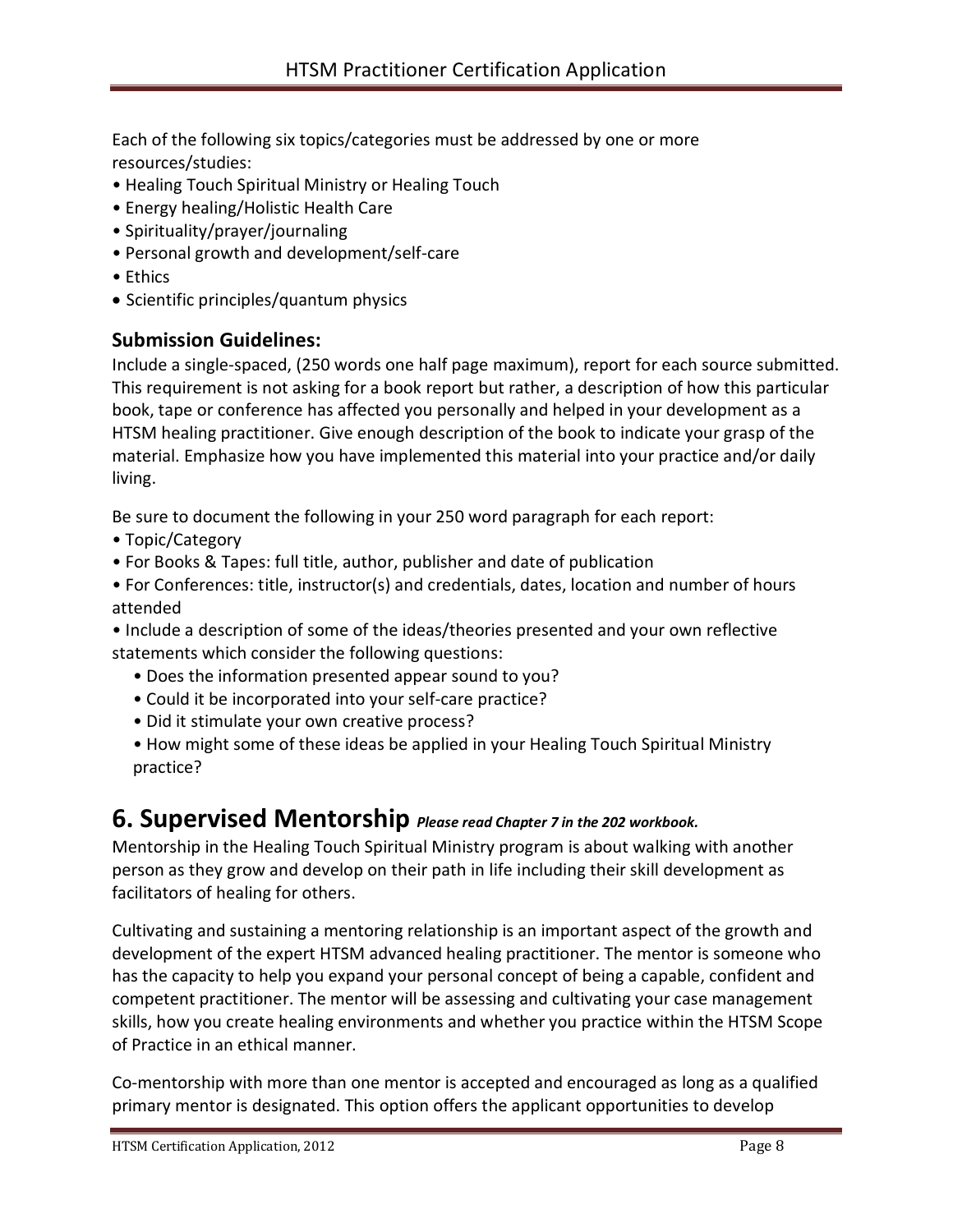Each of the following six topics/categories must be addressed by one or more resources/studies:

- Healing Touch Spiritual Ministry or Healing Touch
- Energy healing/Holistic Health Care
- Spirituality/prayer/journaling
- Personal growth and development/self-care
- Ethics
- Scientific principles/quantum physics

### Submission Guidelines:

Include a single-spaced, (250 words one half page maximum), report for each source submitted. This requirement is not asking for a book report but rather, a description of how this particular book, tape or conference has affected you personally and helped in your development as a HTSM healing practitioner. Give enough description of the book to indicate your grasp of the material. Emphasize how you have implemented this material into your practice and/or daily living.

Be sure to document the following in your 250 word paragraph for each report:

- Topic/Category
- For Books & Tapes: full title, author, publisher and date of publication
- For Conferences: title, instructor(s) and credentials, dates, location and number of hours attended
- Include a description of some of the ideas/theories presented and your own reflective statements which consider the following questions:
  - Does the information presented appear sound to you?
  - Could it be incorporated into your self-care practice?
  - Did it stimulate your own creative process?
  - How might some of these ideas be applied in your Healing Touch Spiritual Ministry practice?

## 6. Supervised Mentorship *Please read Chapter 7 in the 202 workbook.*

Mentorship in the Healing Touch Spiritual Ministry program is about walking with another person as they grow and develop on their path in life including their skill development as facilitators of healing for others.

Cultivating and sustaining a mentoring relationship is an important aspect of the growth and development of the expert HTSM advanced healing practitioner. The mentor is someone who has the capacity to help you expand your personal concept of being a capable, confident and competent practitioner. The mentor will be assessing and cultivating your case management skills, how you create healing environments and whether you practice within the HTSM Scope of Practice in an ethical manner.

Co-mentorship with more than one mentor is accepted and encouraged as long as a qualified primary mentor is designated. This option offers the applicant opportunities to develop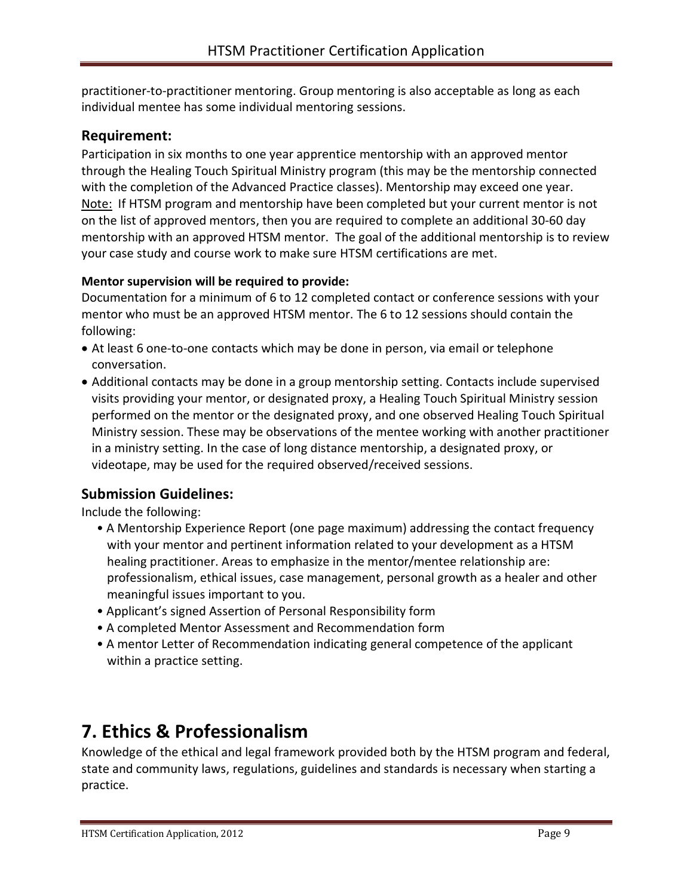practitioner-to-practitioner mentoring. Group mentoring is also acceptable as long as each individual mentee has some individual mentoring sessions.

### Requirement:

Participation in six months to one year apprentice mentorship with an approved mentor through the Healing Touch Spiritual Ministry program (this may be the mentorship connected with the completion of the Advanced Practice classes). Mentorship may exceed one year. Note: If HTSM program and mentorship have been completed but your current mentor is not on the list of approved mentors, then you are required to complete an additional 30-60 day mentorship with an approved HTSM mentor. The goal of the additional mentorship is to review your case study and course work to make sure HTSM certifications are met.

**Mentor supervision will be required to provide:**

Documentation for a minimum of 6 to 12 completed contact or conference sessions with your mentor who must be an approved HTSM mentor. The 6 to 12 sessions should contain the following:

- At least 6 one-to-one contacts which may be done in person, via email or telephone conversation.
- Additional contacts may be done in a group mentorship setting. Contacts include supervised visits providing your mentor, or designated proxy, a Healing Touch Spiritual Ministry session performed on the mentor or the designated proxy, and one observed Healing Touch Spiritual Ministry session. These may be observations of the mentee working with another practitioner in a ministry setting. In the case of long distance mentorship, a designated proxy, or videotape, may be used for the required observed/received sessions.

### Submission Guidelines:

Include the following:

- A Mentorship Experience Report (one page maximum) addressing the contact frequency with your mentor and pertinent information related to your development as a HTSM healing practitioner. Areas to emphasize in the mentor/mentee relationship are: professionalism, ethical issues, case management, personal growth as a healer and other meaningful issues important to you.
- Applicant's signed Assertion of Personal Responsibility form
- A completed Mentor Assessment and Recommendation form
- A mentor Letter of Recommendation indicating general competence of the applicant within a practice setting.

## 7. Ethics & Professionalism

Knowledge of the ethical and legal framework provided both by the HTSM program and federal, state and community laws, regulations, guidelines and standards is necessary when starting a practice.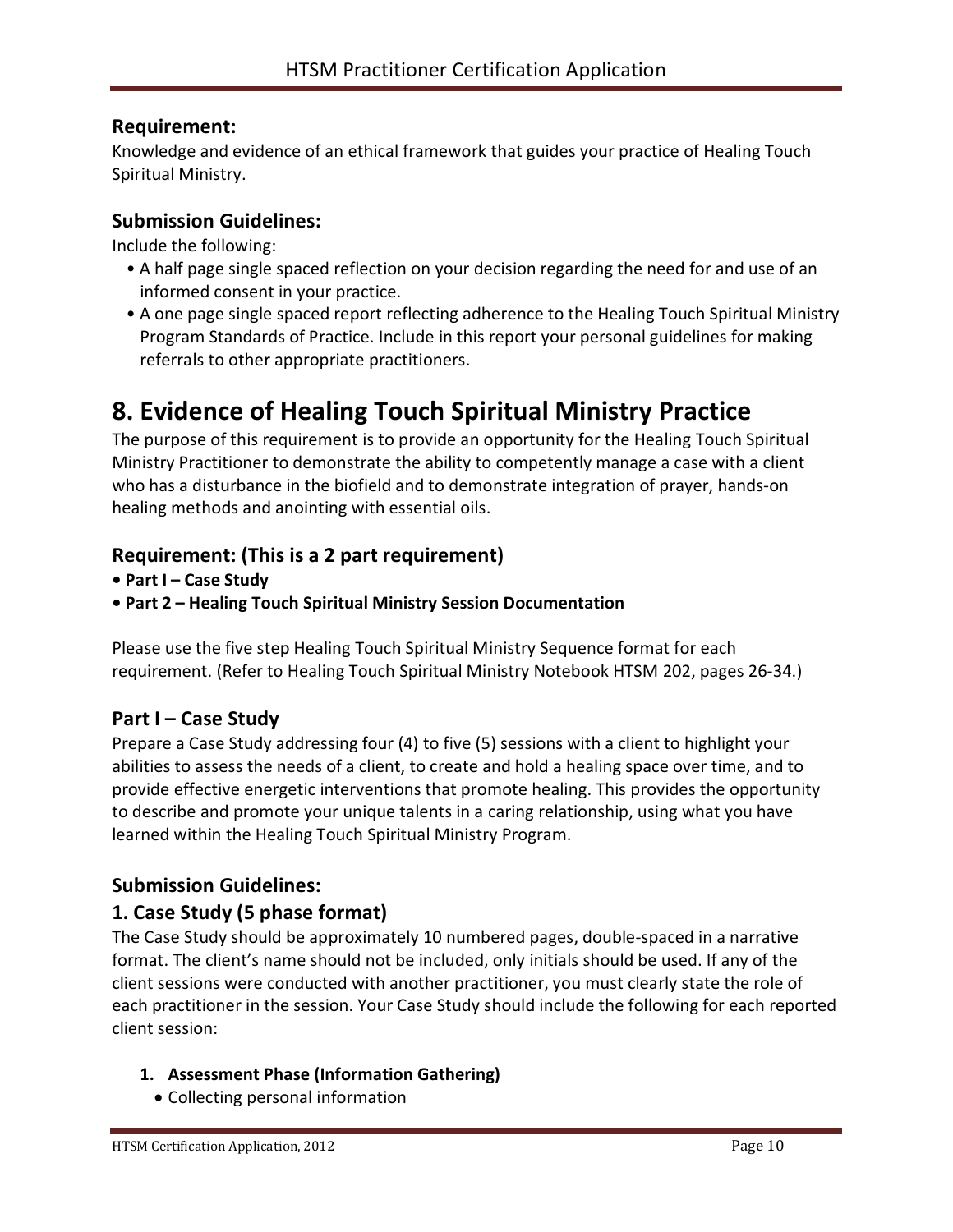### Requirement:

Knowledge and evidence of an ethical framework that guides your practice of Healing Touch Spiritual Ministry.

### Submission Guidelines:

Include the following:

- A half page single spaced reflection on your decision regarding the need for and use of an informed consent in your practice.
- A one page single spaced report reflecting adherence to the Healing Touch Spiritual Ministry Program Standards of Practice. Include in this report your personal guidelines for making referrals to other appropriate practitioners.

# 8. Evidence of Healing Touch Spiritual Ministry Practice

The purpose of this requirement is to provide an opportunity for the Healing Touch Spiritual Ministry Practitioner to demonstrate the ability to competently manage a case with a client who has a disturbance in the biofield and to demonstrate integration of prayer, hands-on healing methods and anointing with essential oils.

### Requirement: (This is a 2 part requirement)

- **Part I – Case Study**
- **Part 2 – Healing Touch Spiritual Ministry Session Documentation**

Please use the five step Healing Touch Spiritual Ministry Sequence format for each requirement. (Refer to Healing Touch Spiritual Ministry Notebook HTSM 202, pages 26-34.)

### Part I – Case Study

Prepare a Case Study addressing four (4) to five (5) sessions with a client to highlight your abilities to assess the needs of a client, to create and hold a healing space over time, and to provide effective energetic interventions that promote healing. This provides the opportunity to describe and promote your unique talents in a caring relationship, using what you have learned within the Healing Touch Spiritual Ministry Program.

### Submission Guidelines:

### 1. Case Study (5 phase format)

The Case Study should be approximately 10 numbered pages, double-spaced in a narrative format. The client's name should not be included, only initials should be used. If any of the client sessions were conducted with another practitioner, you must clearly state the role of each practitioner in the session. Your Case Study should include the following for each reported client session:

1. **Assessment Phase (Information Gathering)**
   - Collecting personal information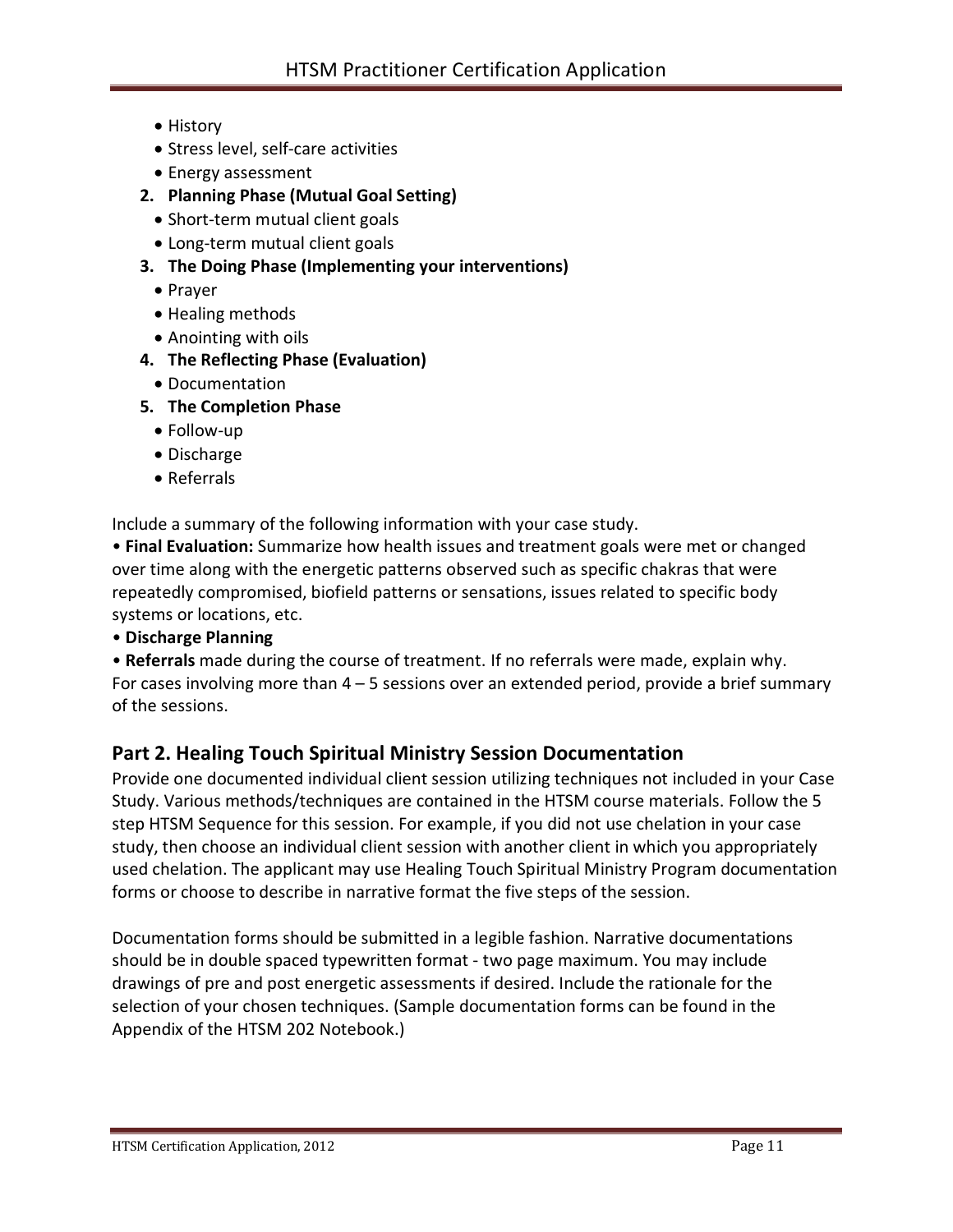- History
- Stress level, self-care activities
- Energy assessment

2. **Planning Phase (Mutual Goal Setting)**
   - Short-term mutual client goals
   - Long-term mutual client goals
3. **The Doing Phase (Implementing your interventions)**
   - Prayer
   - Healing methods
   - Anointing with oils
4. **The Reflecting Phase (Evaluation)**
   - Documentation
5. **The Completion Phase**
   - Follow-up
   - Discharge
   - Referrals

Include a summary of the following information with your case study.

• **Final Evaluation:** Summarize how health issues and treatment goals were met or changed over time along with the energetic patterns observed such as specific chakras that were repeatedly compromised, biofield patterns or sensations, issues related to specific body systems or locations, etc.

• **Discharge Planning**

• **Referrals** made during the course of treatment. If no referrals were made, explain why.

For cases involving more than 4 – 5 sessions over an extended period, provide a brief summary of the sessions.

## Part 2. Healing Touch Spiritual Ministry Session Documentation

Provide one documented individual client session utilizing techniques not included in your Case Study. Various methods/techniques are contained in the HTSM course materials. Follow the 5 step HTSM Sequence for this session. For example, if you did not use chelation in your case study, then choose an individual client session with another client in which you appropriately used chelation. The applicant may use Healing Touch Spiritual Ministry Program documentation forms or choose to describe in narrative format the five steps of the session.

Documentation forms should be submitted in a legible fashion. Narrative documentations should be in double spaced typewritten format - two page maximum. You may include drawings of pre and post energetic assessments if desired. Include the rationale for the selection of your chosen techniques. (Sample documentation forms can be found in the Appendix of the HTSM 202 Notebook.)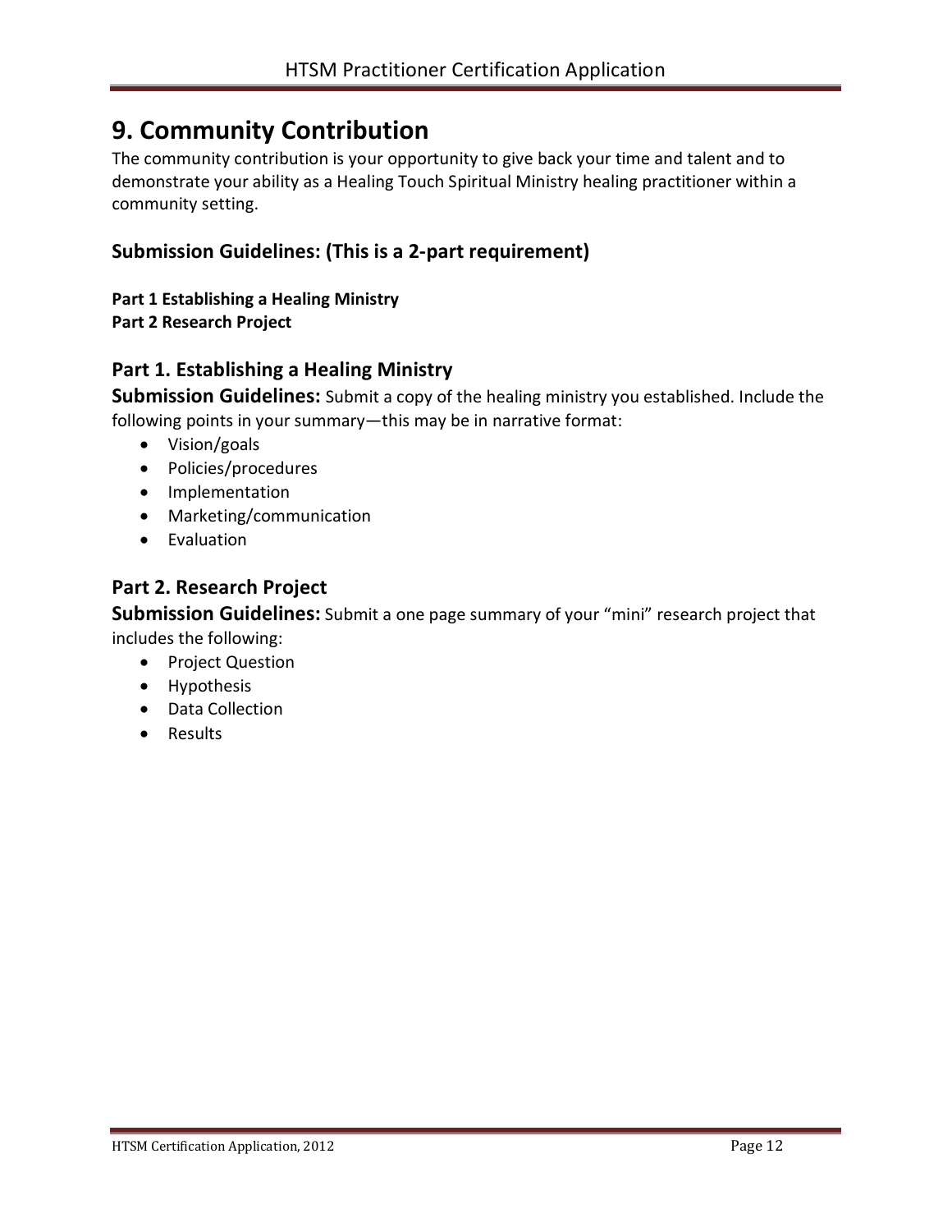# 9. Community Contribution

The community contribution is your opportunity to give back your time and talent and to demonstrate your ability as a Healing Touch Spiritual Ministry healing practitioner within a community setting.

## Submission Guidelines: (This is a 2-part requirement)

**Part 1 Establishing a Healing Ministry**
**Part 2 Research Project**

## Part 1. Establishing a Healing Ministry

**Submission Guidelines:** Submit a copy of the healing ministry you established. Include the following points in your summary—this may be in narrative format:

- Vision/goals
- Policies/procedures
- Implementation
- Marketing/communication
- Evaluation

## Part 2. Research Project

**Submission Guidelines:** Submit a one page summary of your "mini" research project that includes the following:

- Project Question
- Hypothesis
- Data Collection
- Results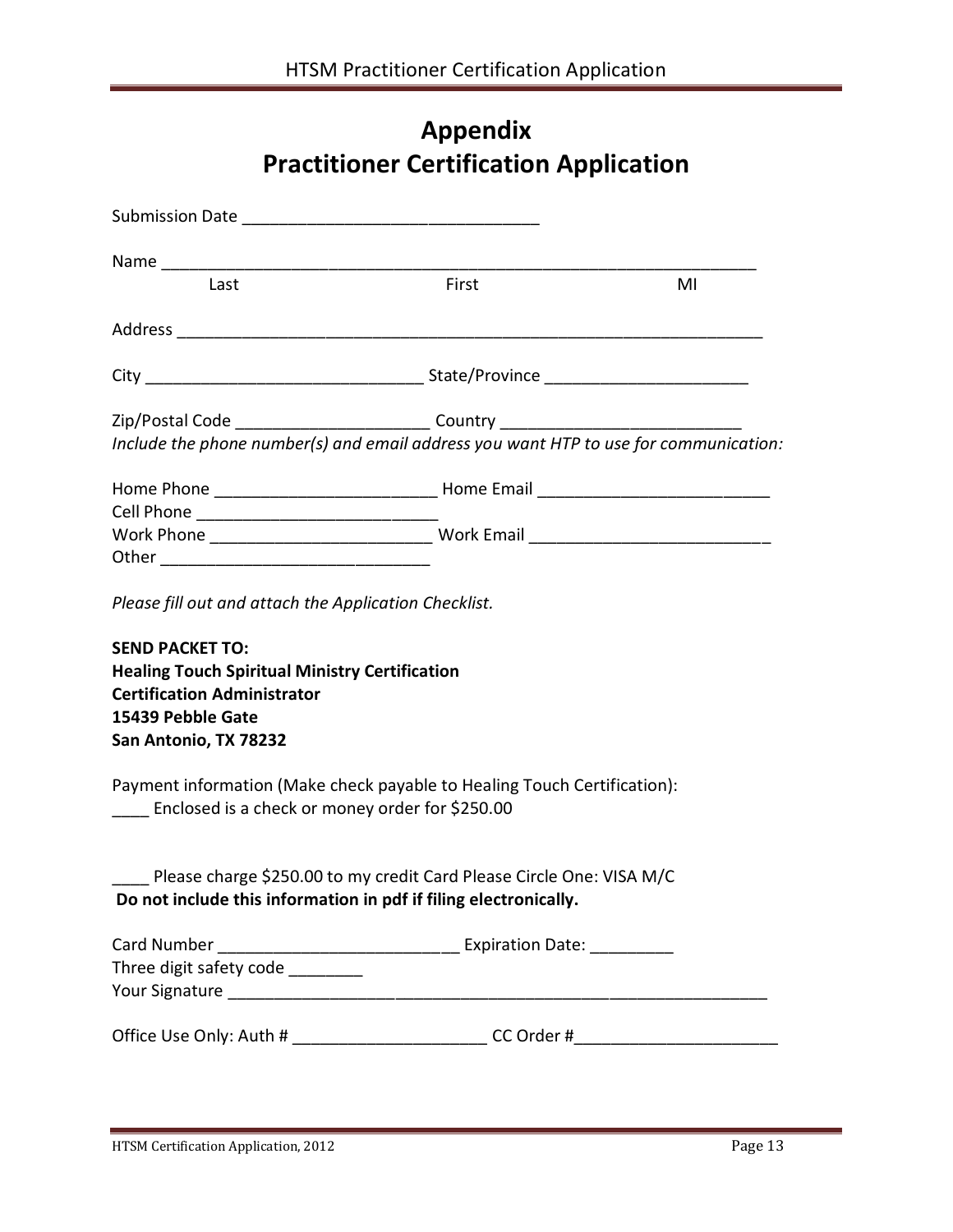# Appendix
# Practitioner Certification Application

Submission Date ________________________________

Name ________________________________________________________________
Last First MI

Address ________________________________________________________________

City ______________________________ State/Province ______________________

Zip/Postal Code _____________________ Country __________________________

*Include the phone number(s) and email address you want HTP to use for communication:*

Home Phone ________________________ Home Email ________________________
Cell Phone __________________________
Work Phone ________________________ Work Email __________________________
Other _____________________________

*Please fill out and attach the Application Checklist.*

**SEND PACKET TO:**
**Healing Touch Spiritual Ministry Certification**
**Certification Administrator**
**15439 Pebble Gate**
**San Antonio, TX 78232**

Payment information (Make check payable to Healing Touch Certification):
____ Enclosed is a check or money order for $250.00

____ Please charge $250.00 to my credit Card Please Circle One: VISA M/C
**Do not include this information in pdf if filing electronically.**

Card Number _________________________ Expiration Date: _________
Three digit safety code ________
Your Signature __________________________________________________________

Office Use Only: Auth # _____________________ CC Order #_____________________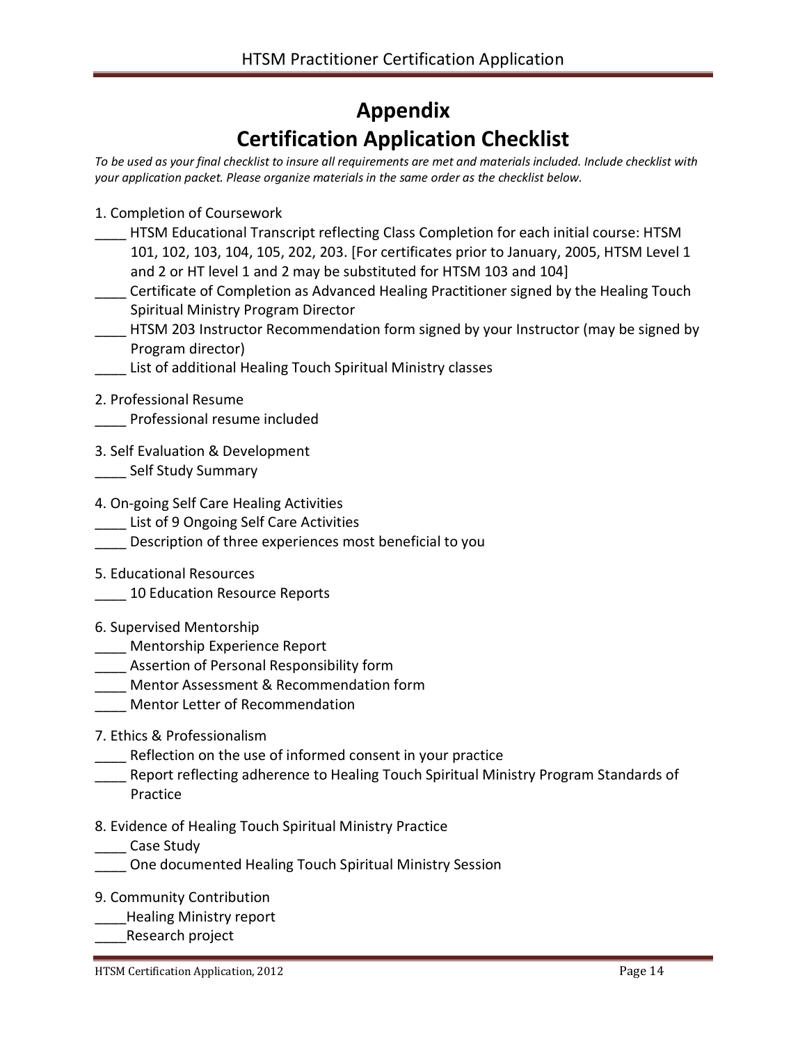# Appendix
# Certification Application Checklist

*To be used as your final checklist to insure all requirements are met and materials included. Include checklist with your application packet. Please organize materials in the same order as the checklist below.*

1. Completion of Coursework

____ HTSM Educational Transcript reflecting Class Completion for each initial course: HTSM 101, 102, 103, 104, 105, 202, 203. [For certificates prior to January, 2005, HTSM Level 1 and 2 or HT level 1 and 2 may be substituted for HTSM 103 and 104]

____ Certificate of Completion as Advanced Healing Practitioner signed by the Healing Touch Spiritual Ministry Program Director

____ HTSM 203 Instructor Recommendation form signed by your Instructor (may be signed by Program director)

____ List of additional Healing Touch Spiritual Ministry classes

2. Professional Resume

____ Professional resume included

3. Self Evaluation & Development

____ Self Study Summary

4. On-going Self Care Healing Activities

____ List of 9 Ongoing Self Care Activities

____ Description of three experiences most beneficial to you

5. Educational Resources

____ 10 Education Resource Reports

6. Supervised Mentorship

____ Mentorship Experience Report

____ Assertion of Personal Responsibility form

____ Mentor Assessment & Recommendation form

____ Mentor Letter of Recommendation

7. Ethics & Professionalism

____ Reflection on the use of informed consent in your practice

____ Report reflecting adherence to Healing Touch Spiritual Ministry Program Standards of Practice

8. Evidence of Healing Touch Spiritual Ministry Practice

____ Case Study

____ One documented Healing Touch Spiritual Ministry Session

9. Community Contribution

____Healing Ministry report

____Research project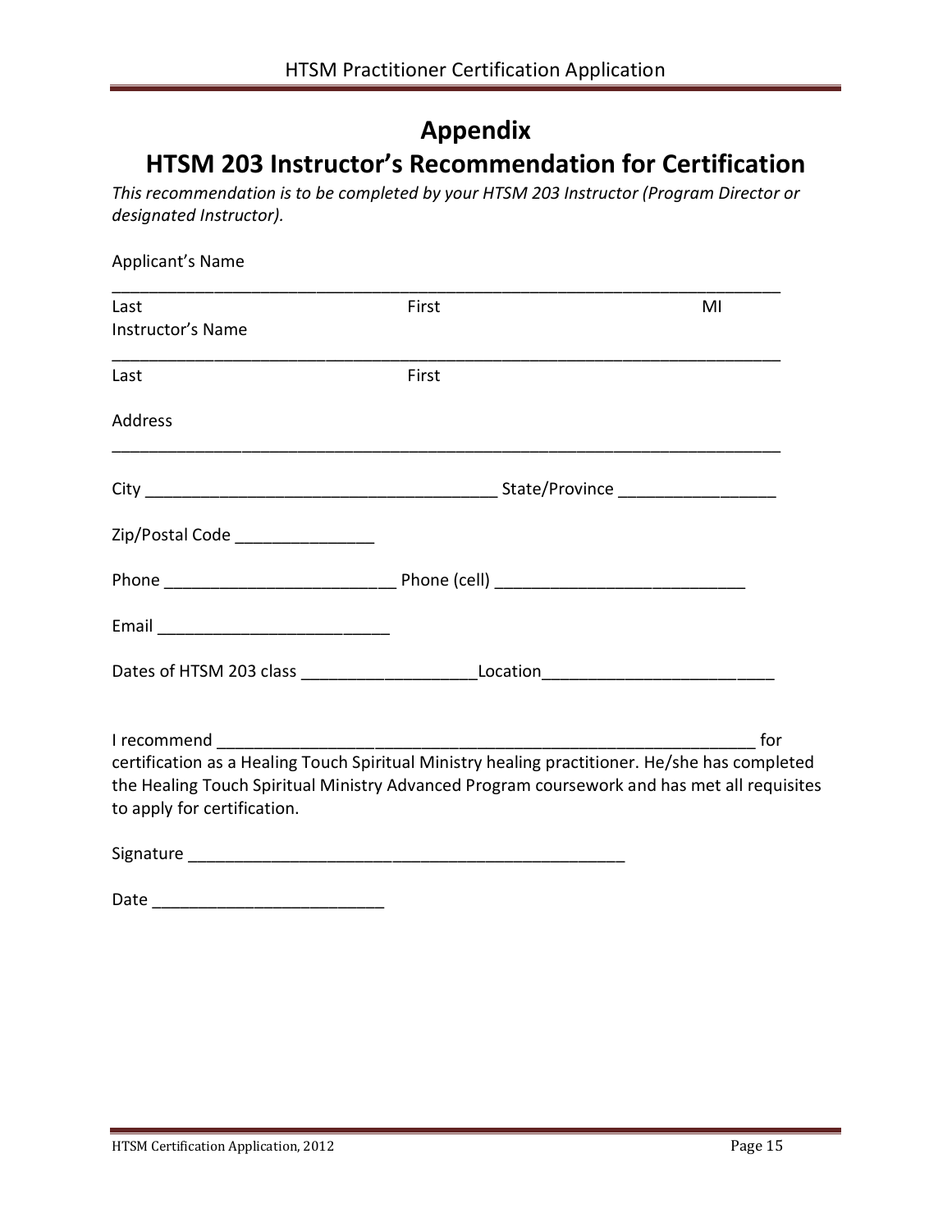# Appendix

# HTSM 203 Instructor's Recommendation for Certification

*This recommendation is to be completed by your HTSM 203 Instructor (Program Director or designated Instructor).*

Applicant's Name

_____________________________________________________________________________

Last First MI

Instructor's Name

_____________________________________________________________________________

Last First

Address

_____________________________________________________________________________

City _______________________________________ State/Province _________________

Zip/Postal Code _______________

Phone _________________________ Phone (cell) ___________________________

Email _________________________

Dates of HTSM 203 class ___________________Location_________________________

I recommend ____________________________________________________________ for certification as a Healing Touch Spiritual Ministry healing practitioner. He/she has completed the Healing Touch Spiritual Ministry Advanced Program coursework and has met all requisites to apply for certification.

Signature ________________________________________________

Date _________________________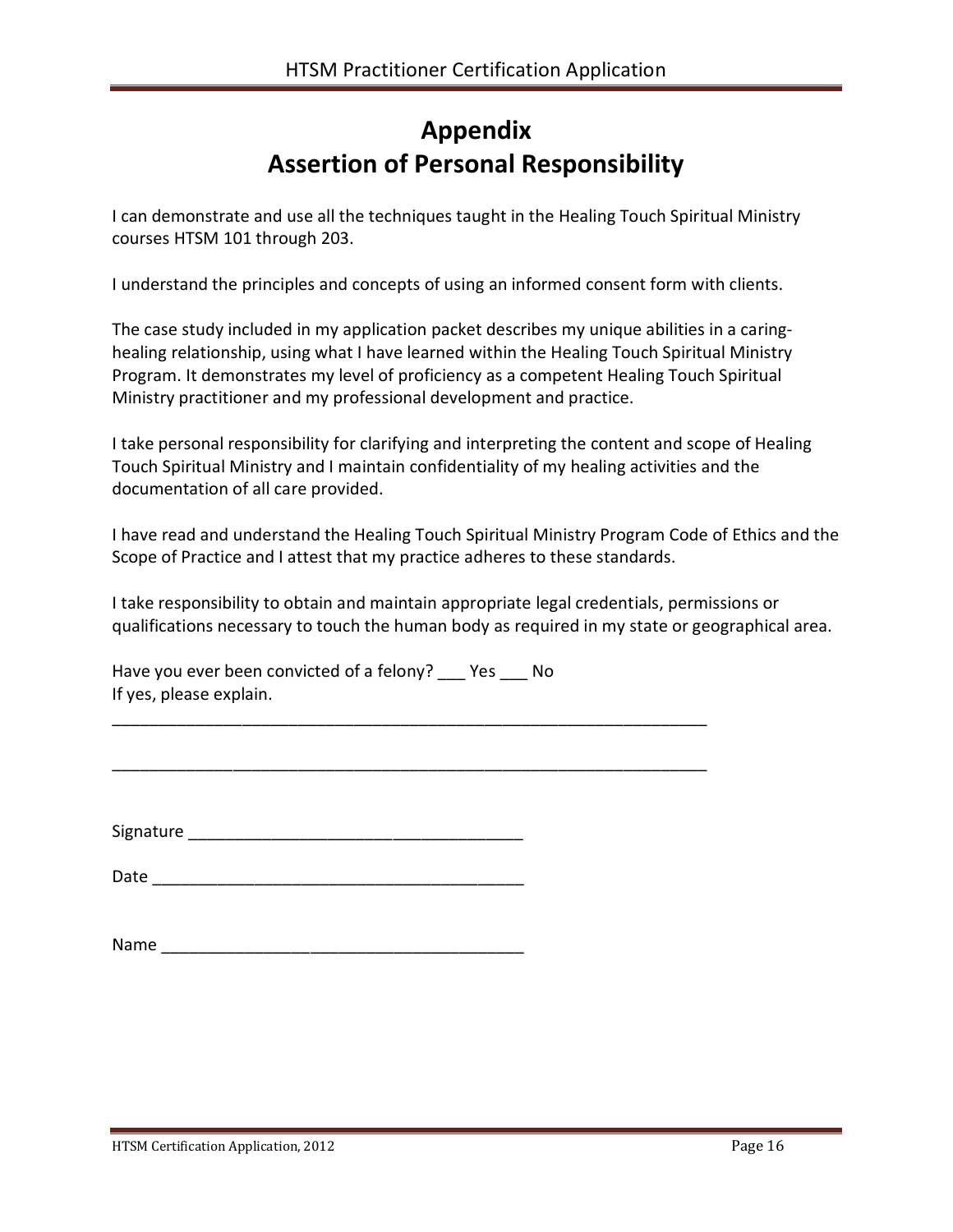# Appendix
# Assertion of Personal Responsibility

I can demonstrate and use all the techniques taught in the Healing Touch Spiritual Ministry courses HTSM 101 through 203.

I understand the principles and concepts of using an informed consent form with clients.

The case study included in my application packet describes my unique abilities in a caring-healing relationship, using what I have learned within the Healing Touch Spiritual Ministry Program. It demonstrates my level of proficiency as a competent Healing Touch Spiritual Ministry practitioner and my professional development and practice.

I take personal responsibility for clarifying and interpreting the content and scope of Healing Touch Spiritual Ministry and I maintain confidentiality of my healing activities and the documentation of all care provided.

I have read and understand the Healing Touch Spiritual Ministry Program Code of Ethics and the Scope of Practice and I attest that my practice adheres to these standards.

I take responsibility to obtain and maintain appropriate legal credentials, permissions or qualifications necessary to touch the human body as required in my state or geographical area.

Have you ever been convicted of a felony? ___ Yes ___ No
If yes, please explain.

_________________________________________________________________

_________________________________________________________________

Signature ____________________________________

Date ________________________________________

Name _______________________________________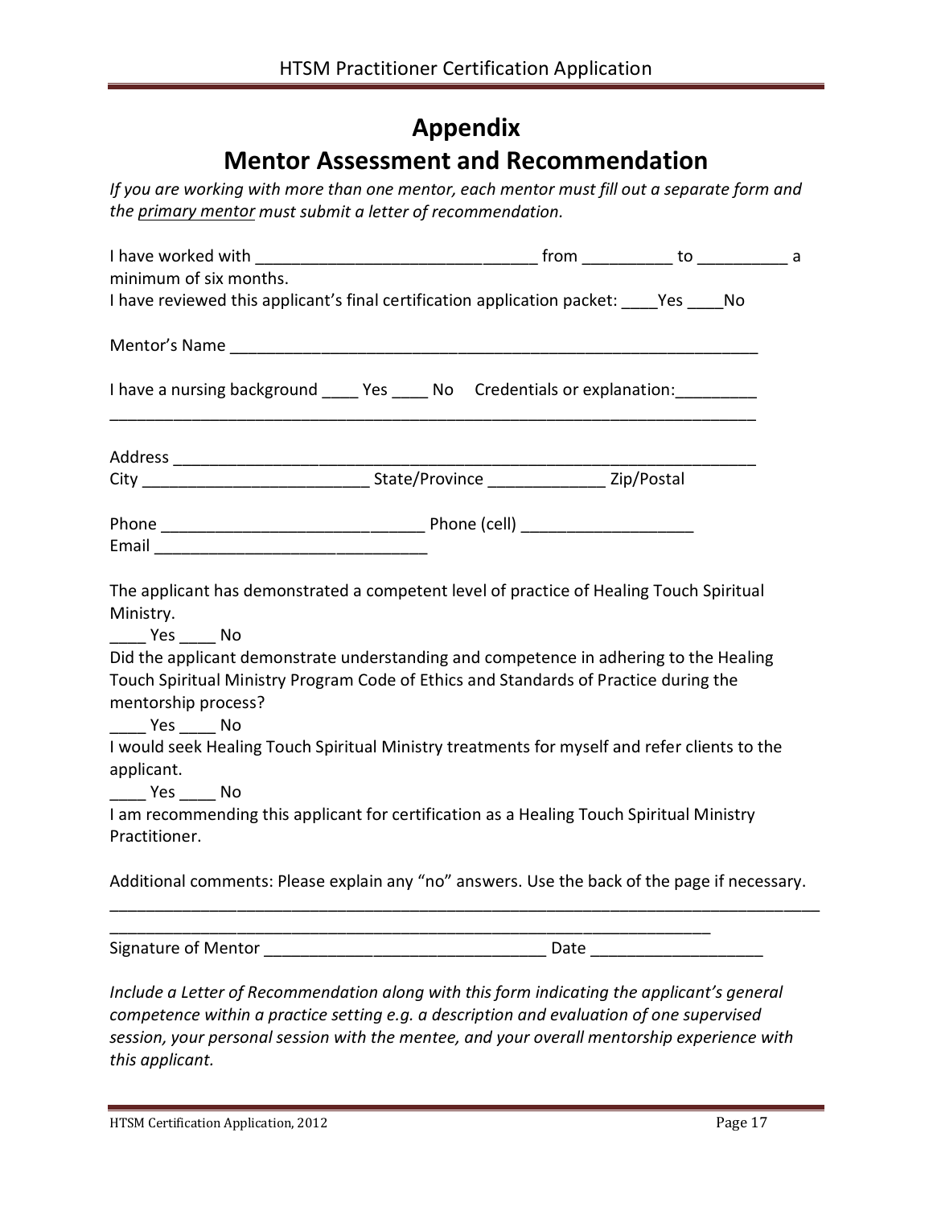# Appendix

# Mentor Assessment and Recommendation

*If you are working with more than one mentor, each mentor must fill out a separate form and the primary mentor must submit a letter of recommendation.*

I have worked with ______________________________ from __________ to __________ a minimum of six months.

I have reviewed this applicant's final certification application packet: ____Yes ____No

Mentor's Name ___________________________________________________________

I have a nursing background ____ Yes ____ No Credentials or explanation:_________

_______________________________________________________________________

Address ________________________________________________________________

City _________________________ State/Province _____________ Zip/Postal

Phone ____________________________ Phone (cell) ___________________

Email ______________________________

The applicant has demonstrated a competent level of practice of Healing Touch Spiritual Ministry.

____ Yes ____ No

Did the applicant demonstrate understanding and competence in adhering to the Healing Touch Spiritual Ministry Program Code of Ethics and Standards of Practice during the mentorship process?

____ Yes ____ No

I would seek Healing Touch Spiritual Ministry treatments for myself and refer clients to the applicant.

____ Yes ____ No

I am recommending this applicant for certification as a Healing Touch Spiritual Ministry Practitioner.

Additional comments: Please explain any "no" answers. Use the back of the page if necessary.

______________________________________________________________________________

_________________________________________________________________

Signature of Mentor ______________________________ Date __________________

*Include a Letter of Recommendation along with this form indicating the applicant's general competence within a practice setting e.g. a description and evaluation of one supervised session, your personal session with the mentee, and your overall mentorship experience with this applicant.*